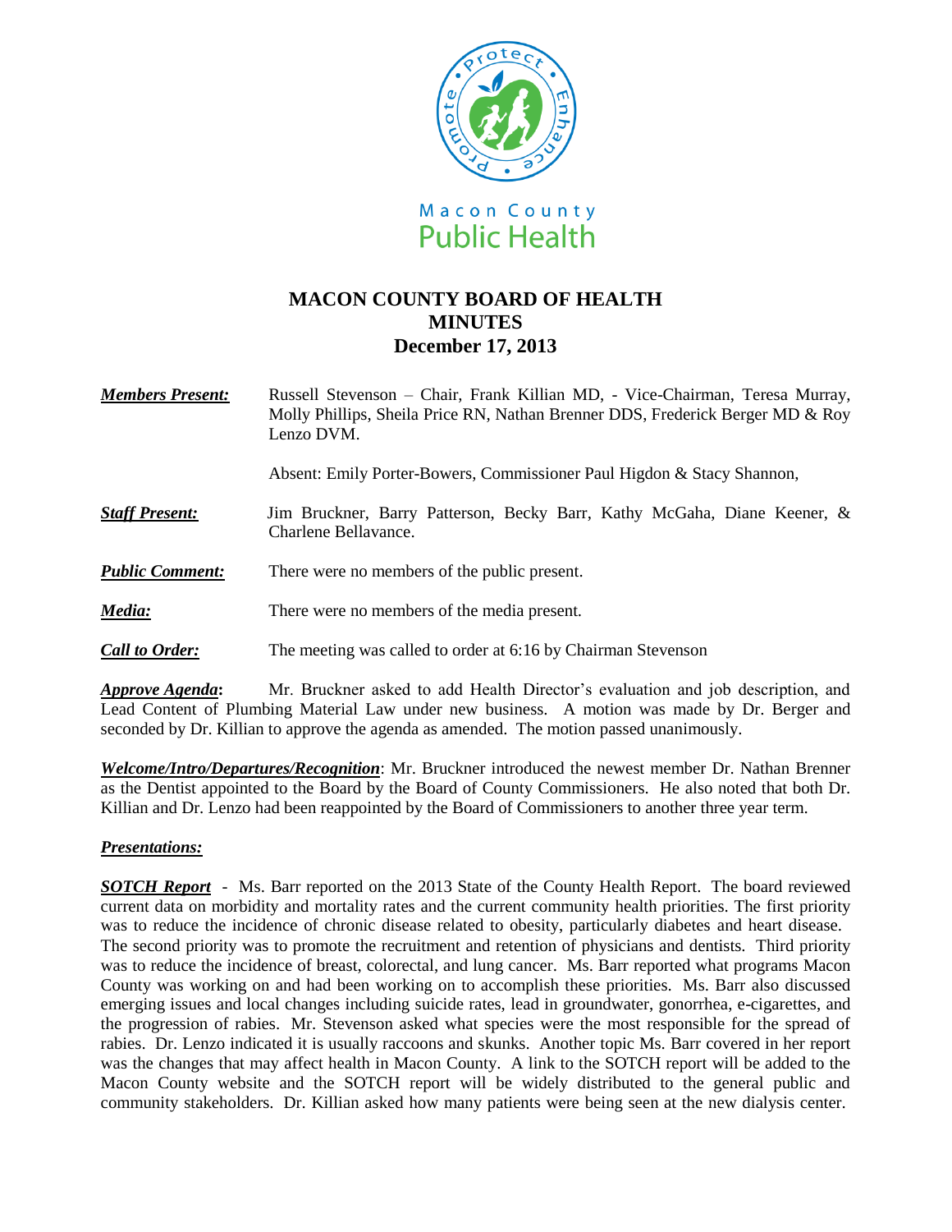Macon County Public Health

# MACON COUNTY BOARD OF HEALTH MINUTES December 17, 2013

***Members Present:*** Russell Stevenson – Chair, Frank Killian MD, - Vice-Chairman, Teresa Murray, Molly Phillips, Sheila Price RN, Nathan Brenner DDS, Frederick Berger MD & Roy Lenzo DVM.

Absent: Emily Porter-Bowers, Commissioner Paul Higdon & Stacy Shannon,

***Staff Present:*** Jim Bruckner, Barry Patterson, Becky Barr, Kathy McGaha, Diane Keener, & Charlene Bellavance.

***Public Comment:*** There were no members of the public present.

***Media:*** There were no members of the media present.

***Call to Order:*** The meeting was called to order at 6:16 by Chairman Stevenson

***Approve Agenda*:** Mr. Bruckner asked to add Health Director's evaluation and job description, and Lead Content of Plumbing Material Law under new business. A motion was made by Dr. Berger and seconded by Dr. Killian to approve the agenda as amended. The motion passed unanimously.

***Welcome/Intro/Departures/Recognition***: Mr. Bruckner introduced the newest member Dr. Nathan Brenner as the Dentist appointed to the Board by the Board of County Commissioners. He also noted that both Dr. Killian and Dr. Lenzo had been reappointed by the Board of Commissioners to another three year term.

***Presentations:***

***SOTCH Report*** - Ms. Barr reported on the 2013 State of the County Health Report. The board reviewed current data on morbidity and mortality rates and the current community health priorities. The first priority was to reduce the incidence of chronic disease related to obesity, particularly diabetes and heart disease. The second priority was to promote the recruitment and retention of physicians and dentists. Third priority was to reduce the incidence of breast, colorectal, and lung cancer. Ms. Barr reported what programs Macon County was working on and had been working on to accomplish these priorities. Ms. Barr also discussed emerging issues and local changes including suicide rates, lead in groundwater, gonorrhea, e-cigarettes, and the progression of rabies. Mr. Stevenson asked what species were the most responsible for the spread of rabies. Dr. Lenzo indicated it is usually raccoons and skunks. Another topic Ms. Barr covered in her report was the changes that may affect health in Macon County. A link to the SOTCH report will be added to the Macon County website and the SOTCH report will be widely distributed to the general public and community stakeholders. Dr. Killian asked how many patients were being seen at the new dialysis center.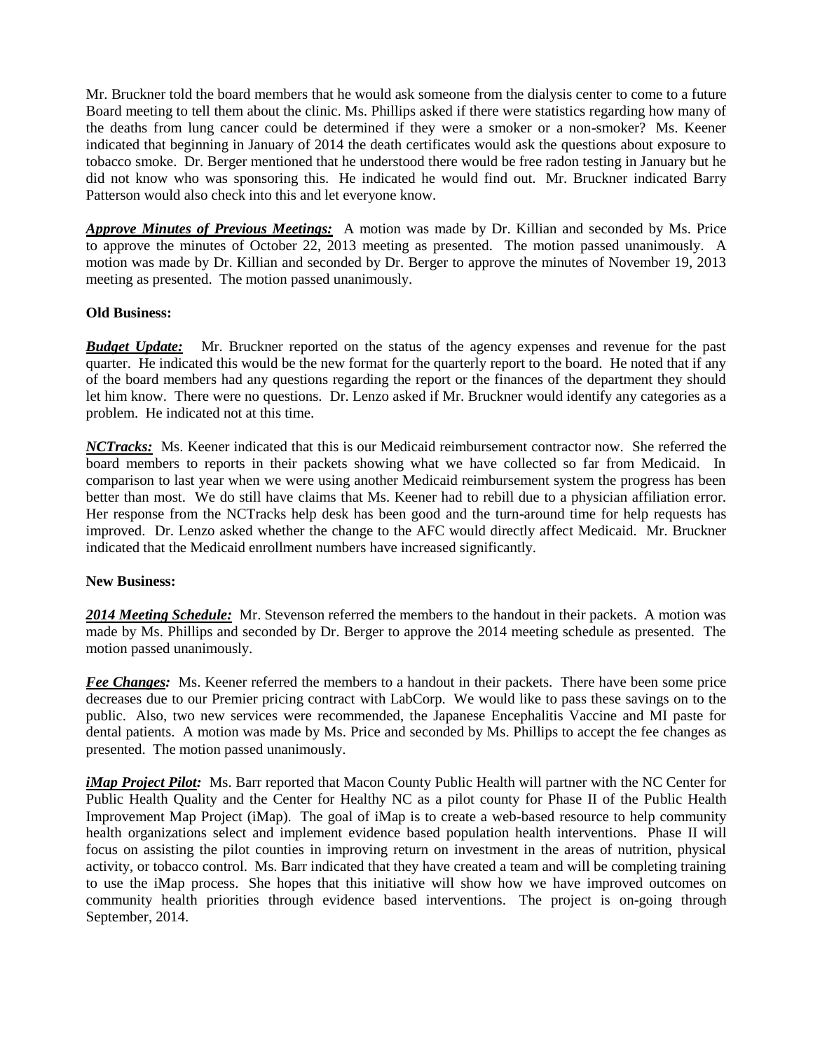Mr. Bruckner told the board members that he would ask someone from the dialysis center to come to a future Board meeting to tell them about the clinic. Ms. Phillips asked if there were statistics regarding how many of the deaths from lung cancer could be determined if they were a smoker or a non-smoker? Ms. Keener indicated that beginning in January of 2014 the death certificates would ask the questions about exposure to tobacco smoke. Dr. Berger mentioned that he understood there would be free radon testing in January but he did not know who was sponsoring this. He indicated he would find out. Mr. Bruckner indicated Barry Patterson would also check into this and let everyone know.

***Approve Minutes of Previous Meetings:*** A motion was made by Dr. Killian and seconded by Ms. Price to approve the minutes of October 22, 2013 meeting as presented. The motion passed unanimously. A motion was made by Dr. Killian and seconded by Dr. Berger to approve the minutes of November 19, 2013 meeting as presented. The motion passed unanimously.

**Old Business:**

***Budget Update:*** Mr. Bruckner reported on the status of the agency expenses and revenue for the past quarter. He indicated this would be the new format for the quarterly report to the board. He noted that if any of the board members had any questions regarding the report or the finances of the department they should let him know. There were no questions. Dr. Lenzo asked if Mr. Bruckner would identify any categories as a problem. He indicated not at this time.

***NCTracks:*** Ms. Keener indicated that this is our Medicaid reimbursement contractor now. She referred the board members to reports in their packets showing what we have collected so far from Medicaid. In comparison to last year when we were using another Medicaid reimbursement system the progress has been better than most. We do still have claims that Ms. Keener had to rebill due to a physician affiliation error. Her response from the NCTracks help desk has been good and the turn-around time for help requests has improved. Dr. Lenzo asked whether the change to the AFC would directly affect Medicaid. Mr. Bruckner indicated that the Medicaid enrollment numbers have increased significantly.

**New Business:**

***2014 Meeting Schedule:*** Mr. Stevenson referred the members to the handout in their packets. A motion was made by Ms. Phillips and seconded by Dr. Berger to approve the 2014 meeting schedule as presented. The motion passed unanimously.

***Fee Changes:*** Ms. Keener referred the members to a handout in their packets. There have been some price decreases due to our Premier pricing contract with LabCorp. We would like to pass these savings on to the public. Also, two new services were recommended, the Japanese Encephalitis Vaccine and MI paste for dental patients. A motion was made by Ms. Price and seconded by Ms. Phillips to accept the fee changes as presented. The motion passed unanimously.

***iMap Project Pilot:*** Ms. Barr reported that Macon County Public Health will partner with the NC Center for Public Health Quality and the Center for Healthy NC as a pilot county for Phase II of the Public Health Improvement Map Project (iMap). The goal of iMap is to create a web-based resource to help community health organizations select and implement evidence based population health interventions. Phase II will focus on assisting the pilot counties in improving return on investment in the areas of nutrition, physical activity, or tobacco control. Ms. Barr indicated that they have created a team and will be completing training to use the iMap process. She hopes that this initiative will show how we have improved outcomes on community health priorities through evidence based interventions. The project is on-going through September, 2014.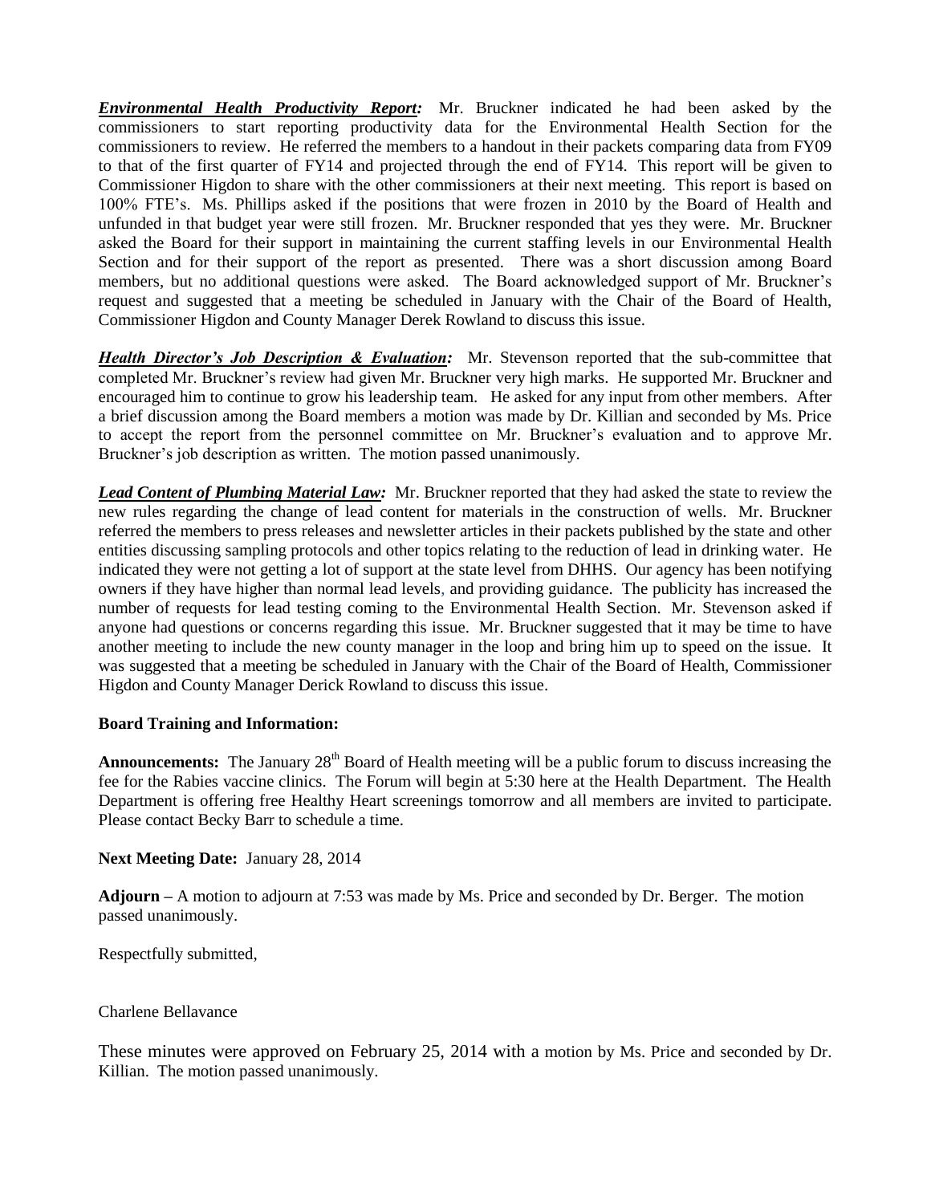***Environmental Health Productivity Report:*** Mr. Bruckner indicated he had been asked by the commissioners to start reporting productivity data for the Environmental Health Section for the commissioners to review. He referred the members to a handout in their packets comparing data from FY09 to that of the first quarter of FY14 and projected through the end of FY14. This report will be given to Commissioner Higdon to share with the other commissioners at their next meeting. This report is based on 100% FTE's. Ms. Phillips asked if the positions that were frozen in 2010 by the Board of Health and unfunded in that budget year were still frozen. Mr. Bruckner responded that yes they were. Mr. Bruckner asked the Board for their support in maintaining the current staffing levels in our Environmental Health Section and for their support of the report as presented. There was a short discussion among Board members, but no additional questions were asked. The Board acknowledged support of Mr. Bruckner's request and suggested that a meeting be scheduled in January with the Chair of the Board of Health, Commissioner Higdon and County Manager Derek Rowland to discuss this issue.

***Health Director's Job Description & Evaluation:*** Mr. Stevenson reported that the sub-committee that completed Mr. Bruckner's review had given Mr. Bruckner very high marks. He supported Mr. Bruckner and encouraged him to continue to grow his leadership team. He asked for any input from other members. After a brief discussion among the Board members a motion was made by Dr. Killian and seconded by Ms. Price to accept the report from the personnel committee on Mr. Bruckner's evaluation and to approve Mr. Bruckner's job description as written. The motion passed unanimously.

***Lead Content of Plumbing Material Law:*** Mr. Bruckner reported that they had asked the state to review the new rules regarding the change of lead content for materials in the construction of wells. Mr. Bruckner referred the members to press releases and newsletter articles in their packets published by the state and other entities discussing sampling protocols and other topics relating to the reduction of lead in drinking water. He indicated they were not getting a lot of support at the state level from DHHS. Our agency has been notifying owners if they have higher than normal lead levels, and providing guidance. The publicity has increased the number of requests for lead testing coming to the Environmental Health Section. Mr. Stevenson asked if anyone had questions or concerns regarding this issue. Mr. Bruckner suggested that it may be time to have another meeting to include the new county manager in the loop and bring him up to speed on the issue. It was suggested that a meeting be scheduled in January with the Chair of the Board of Health, Commissioner Higdon and County Manager Derick Rowland to discuss this issue.

**Board Training and Information:**

**Announcements:** The January 28th Board of Health meeting will be a public forum to discuss increasing the fee for the Rabies vaccine clinics. The Forum will begin at 5:30 here at the Health Department. The Health Department is offering free Healthy Heart screenings tomorrow and all members are invited to participate. Please contact Becky Barr to schedule a time.

**Next Meeting Date:** January 28, 2014

**Adjourn –** A motion to adjourn at 7:53 was made by Ms. Price and seconded by Dr. Berger. The motion passed unanimously.

Respectfully submitted,

Charlene Bellavance

These minutes were approved on February 25, 2014 with a motion by Ms. Price and seconded by Dr. Killian. The motion passed unanimously.